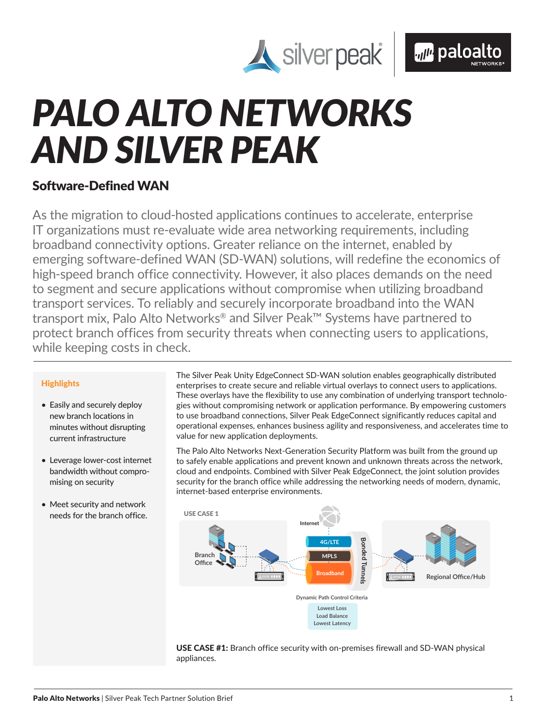// PALO ALTO NETWORKS AND SILVER PEAK

# PALO ALTO NETWORKS AND SILVER PEAK

## Software-Defined WAN

As the migration to cloud-hosted applications continues to accelerate, enterprise IT organizations must re-evaluate wide area networking requirements, including broadband connectivity options. Greater reliance on the internet, enabled by emerging software-defined WAN (SD-WAN) solutions, will redefine the economics of high-speed branch office connectivity. However, it also places demands on the need to segment and secure applications without compromise when utilizing broadband transport services. To reliably and securely incorporate broadband into the WAN transport mix, Palo Alto Networks® and Silver Peak™ Systems have partnered to protect branch offices from security threats when connecting users to applications, while keeping costs in check.

### Highlights

- Easily and securely deploy new branch locations in minutes without disrupting current infrastructure
- Leverage lower-cost internet bandwidth without compromising on security
- Meet security and network needs for the branch office.

The Silver Peak Unity EdgeConnect SD-WAN solution enables geographically distributed enterprises to create secure and reliable virtual overlays to connect users to applications. These overlays have the flexibility to use any combination of underlying transport technologies without compromising network or application performance. By empowering customers to use broadband connections, Silver Peak EdgeConnect significantly reduces capital and operational expenses, enhances business agility and responsiveness, and accelerates time to value for new application deployments.

The Palo Alto Networks Next-Generation Security Platform was built from the ground up to safely enable applications and prevent known and unknown threats across the network, cloud and endpoints. Combined with Silver Peak EdgeConnect, the joint solution provides security for the branch office while addressing the networking needs of modern, dynamic, internet-based enterprise environments.

USE CASE 1

Branch Office | Internet | 4G/LTE | MPLS | Broadband | Bonded Tunnels | Regional Office/Hub

Dynamic Path Control Criteria: Lowest Loss, Load Balance, Lowest Latency

**USE CASE #1:** Branch office security with on-premises firewall and SD-WAN physical appliances.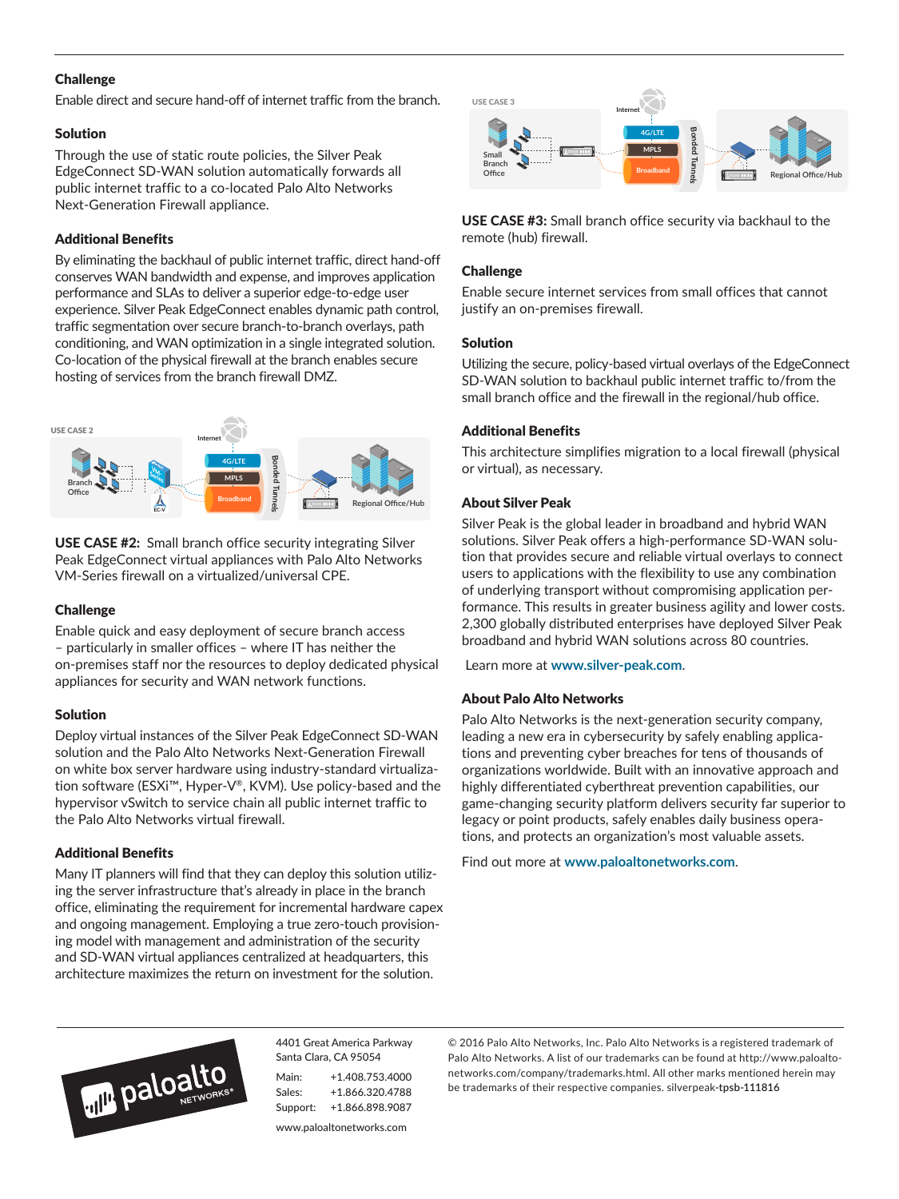### Challenge

Enable direct and secure hand-off of internet traffic from the branch.

### Solution

Through the use of static route policies, the Silver Peak EdgeConnect SD-WAN solution automatically forwards all public internet traffic to a co-located Palo Alto Networks Next-Generation Firewall appliance.

### Additional Benefits

By eliminating the backhaul of public internet traffic, direct hand-off conserves WAN bandwidth and expense, and improves application performance and SLAs to deliver a superior edge-to-edge user experience. Silver Peak EdgeConnect enables dynamic path control, traffic segmentation over secure branch-to-branch overlays, path conditioning, and WAN optimization in a single integrated solution. Co-location of the physical firewall at the branch enables secure hosting of services from the branch firewall DMZ.

USE CASE 2

Internet

Branch Office

4G/LTE

MPLS

Broadband

Bonded Tunnels

Regional Office/Hub

**USE CASE #2:** Small branch office security integrating Silver Peak EdgeConnect virtual appliances with Palo Alto Networks VM-Series firewall on a virtualized/universal CPE.

### Challenge

Enable quick and easy deployment of secure branch access – particularly in smaller offices – where IT has neither the on-premises staff nor the resources to deploy dedicated physical appliances for security and WAN network functions.

### Solution

Deploy virtual instances of the Silver Peak EdgeConnect SD-WAN solution and the Palo Alto Networks Next-Generation Firewall on white box server hardware using industry-standard virtualization software (ESXi™, Hyper-V®, KVM). Use policy-based and the hypervisor vSwitch to service chain all public internet traffic to the Palo Alto Networks virtual firewall.

### Additional Benefits

Many IT planners will find that they can deploy this solution utilizing the server infrastructure that's already in place in the branch office, eliminating the requirement for incremental hardware capex and ongoing management. Employing a true zero-touch provisioning model with management and administration of the security and SD-WAN virtual appliances centralized at headquarters, this architecture maximizes the return on investment for the solution.

USE CASE 3

Internet

Small Branch Office

4G/LTE

MPLS

Broadband

Bonded Tunnels

Regional Office/Hub

**USE CASE #3:** Small branch office security via backhaul to the remote (hub) firewall.

### Challenge

Enable secure internet services from small offices that cannot justify an on-premises firewall.

### Solution

Utilizing the secure, policy-based virtual overlays of the EdgeConnect SD-WAN solution to backhaul public internet traffic to/from the small branch office and the firewall in the regional/hub office.

### Additional Benefits

This architecture simplifies migration to a local firewall (physical or virtual), as necessary.

### About Silver Peak

Silver Peak is the global leader in broadband and hybrid WAN solutions. Silver Peak offers a high-performance SD-WAN solution that provides secure and reliable virtual overlays to connect users to applications with the flexibility to use any combination of underlying transport without compromising application performance. This results in greater business agility and lower costs. 2,300 globally distributed enterprises have deployed Silver Peak broadband and hybrid WAN solutions across 80 countries.

Learn more at **www.silver-peak.com**.

### About Palo Alto Networks

Palo Alto Networks is the next-generation security company, leading a new era in cybersecurity by safely enabling applications and preventing cyber breaches for tens of thousands of organizations worldwide. Built with an innovative approach and highly differentiated cyberthreat prevention capabilities, our game-changing security platform delivers security far superior to legacy or point products, safely enables daily business operations, and protects an organization's most valuable assets.

Find out more at **www.paloaltonetworks.com**.

paloalto NETWORKS®

4401 Great America Parkway
Santa Clara, CA 95054

Main: +1.408.753.4000
Sales: +1.866.320.4788
Support: +1.866.898.9087

www.paloaltonetworks.com

© 2016 Palo Alto Networks, Inc. Palo Alto Networks is a registered trademark of Palo Alto Networks. A list of our trademarks can be found at http://www.paloaltonetworks.com/company/trademarks.html. All other marks mentioned herein may be trademarks of their respective companies. silverpeak-tpsb-111816